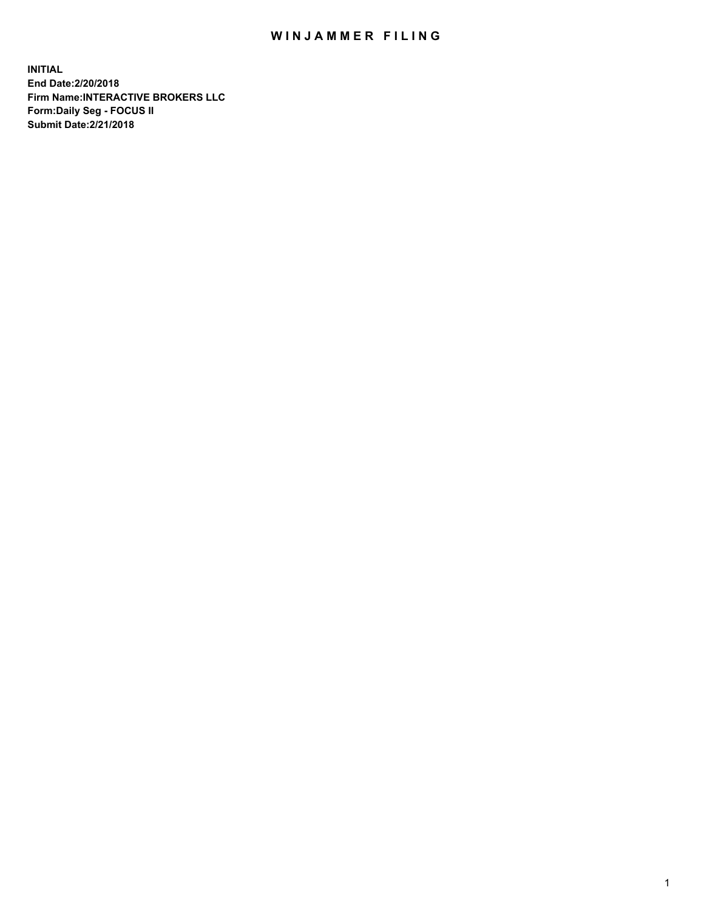# WINJAMMER FILING

**INITIAL**
**End Date:2/20/2018**
**Firm Name:INTERACTIVE BROKERS LLC**
**Form:Daily Seg - FOCUS II**
**Submit Date:2/21/2018**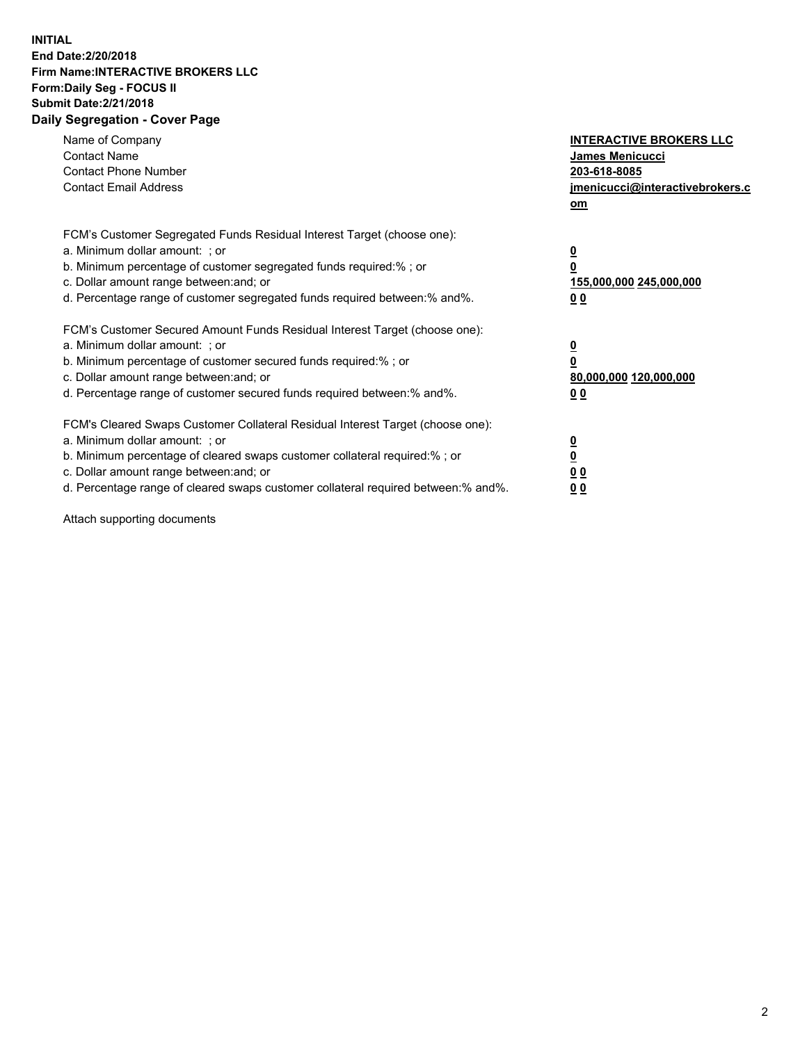**INITIAL**
**End Date:2/20/2018**
**Firm Name:INTERACTIVE BROKERS LLC**
**Form:Daily Seg - FOCUS II**
**Submit Date:2/21/2018**
**Daily Segregation - Cover Page**

| | |
|---|---|
| Name of Company | **INTERACTIVE BROKERS LLC** |
| Contact Name | **James Menicucci** |
| Contact Phone Number | **203-618-8085** |
| Contact Email Address | **jmenicucci@interactivebrokers.com** |

| | |
|---|---|
| FCM's Customer Segregated Funds Residual Interest Target (choose one): | |
| a. Minimum dollar amount: ; or | **0** |
| b. Minimum percentage of customer segregated funds required:% ; or | **0** |
| c. Dollar amount range between:and; or | **155,000,000 245,000,000** |
| d. Percentage range of customer segregated funds required between:% and%. | **0 0** |
| FCM's Customer Secured Amount Funds Residual Interest Target (choose one): | |
| a. Minimum dollar amount: ; or | **0** |
| b. Minimum percentage of customer secured funds required:% ; or | **0** |
| c. Dollar amount range between:and; or | **80,000,000 120,000,000** |
| d. Percentage range of customer secured funds required between:% and%. | **0 0** |
| FCM's Cleared Swaps Customer Collateral Residual Interest Target (choose one): | |
| a. Minimum dollar amount: ; or | **0** |
| b. Minimum percentage of cleared swaps customer collateral required:% ; or | **0** |
| c. Dollar amount range between:and; or | **0 0** |
| d. Percentage range of cleared swaps customer collateral required between:% and%. | **0 0** |

Attach supporting documents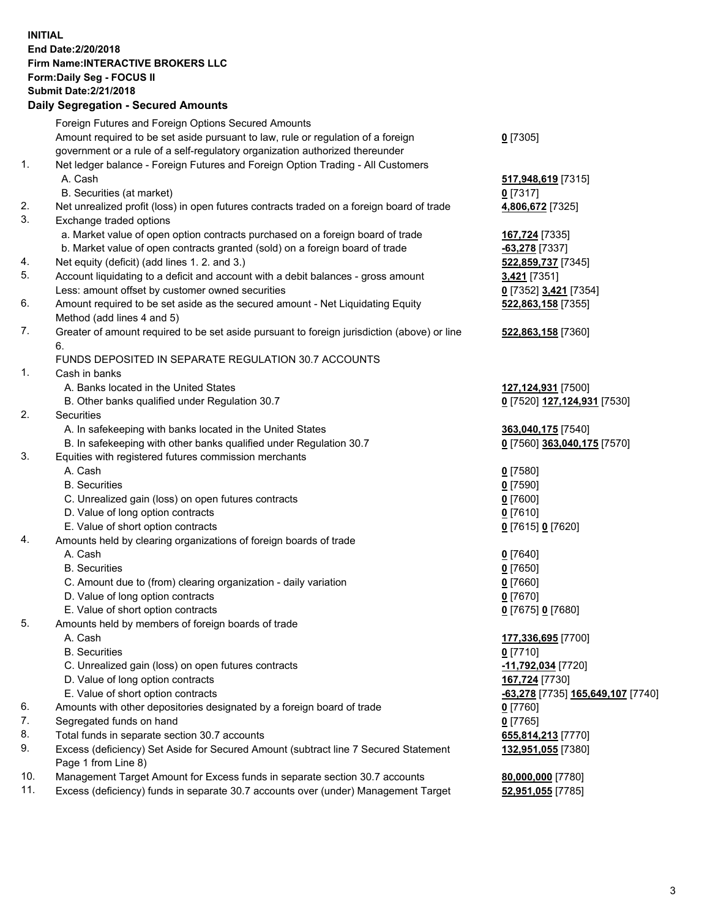**INITIAL**
**End Date:2/20/2018**
**Firm Name:INTERACTIVE BROKERS LLC**
**Form:Daily Seg - FOCUS II**
**Submit Date:2/21/2018**

## Daily Segregation - Secured Amounts

| | | |
|---|---|---|
| | Foreign Futures and Foreign Options Secured Amounts | |
| | Amount required to be set aside pursuant to law, rule or regulation of a foreign government or a rule of a self-regulatory organization authorized thereunder | **0** [7305] |
| 1. | Net ledger balance - Foreign Futures and Foreign Option Trading - All Customers | |
| | A. Cash | **517,948,619** [7315] |
| | B. Securities (at market) | **0** [7317] |
| 2. | Net unrealized profit (loss) in open futures contracts traded on a foreign board of trade | **4,806,672** [7325] |
| 3. | Exchange traded options | |
| | a. Market value of open option contracts purchased on a foreign board of trade | **167,724** [7335] |
| | b. Market value of open contracts granted (sold) on a foreign board of trade | **-63,278** [7337] |
| 4. | Net equity (deficit) (add lines 1. 2. and 3.) | **522,859,737** [7345] |
| 5. | Account liquidating to a deficit and account with a debit balances - gross amount | **3,421** [7351] |
| | Less: amount offset by customer owned securities | **0** [7352] **3,421** [7354] |
| 6. | Amount required to be set aside as the secured amount - Net Liquidating Equity Method (add lines 4 and 5) | **522,863,158** [7355] |
| 7. | Greater of amount required to be set aside pursuant to foreign jurisdiction (above) or line 6. | **522,863,158** [7360] |
| | FUNDS DEPOSITED IN SEPARATE REGULATION 30.7 ACCOUNTS | |
| 1. | Cash in banks | |
| | A. Banks located in the United States | **127,124,931** [7500] |
| | B. Other banks qualified under Regulation 30.7 | **0** [7520] **127,124,931** [7530] |
| 2. | Securities | |
| | A. In safekeeping with banks located in the United States | **363,040,175** [7540] |
| | B. In safekeeping with other banks qualified under Regulation 30.7 | **0** [7560] **363,040,175** [7570] |
| 3. | Equities with registered futures commission merchants | |
| | A. Cash | **0** [7580] |
| | B. Securities | **0** [7590] |
| | C. Unrealized gain (loss) on open futures contracts | **0** [7600] |
| | D. Value of long option contracts | **0** [7610] |
| | E. Value of short option contracts | **0** [7615] **0** [7620] |
| 4. | Amounts held by clearing organizations of foreign boards of trade | |
| | A. Cash | **0** [7640] |
| | B. Securities | **0** [7650] |
| | C. Amount due to (from) clearing organization - daily variation | **0** [7660] |
| | D. Value of long option contracts | **0** [7670] |
| | E. Value of short option contracts | **0** [7675] **0** [7680] |
| 5. | Amounts held by members of foreign boards of trade | |
| | A. Cash | **177,336,695** [7700] |
| | B. Securities | **0** [7710] |
| | C. Unrealized gain (loss) on open futures contracts | **-11,792,034** [7720] |
| | D. Value of long option contracts | **167,724** [7730] |
| | E. Value of short option contracts | **-63,278** [7735] **165,649,107** [7740] |
| 6. | Amounts with other depositories designated by a foreign board of trade | **0** [7760] |
| 7. | Segregated funds on hand | **0** [7765] |
| 8. | Total funds in separate section 30.7 accounts | **655,814,213** [7770] |
| 9. | Excess (deficiency) Set Aside for Secured Amount (subtract line 7 Secured Statement Page 1 from Line 8) | **132,951,055** [7380] |
| 10. | Management Target Amount for Excess funds in separate section 30.7 accounts | **80,000,000** [7780] |
| 11. | Excess (deficiency) funds in separate 30.7 accounts over (under) Management Target | **52,951,055** [7785] |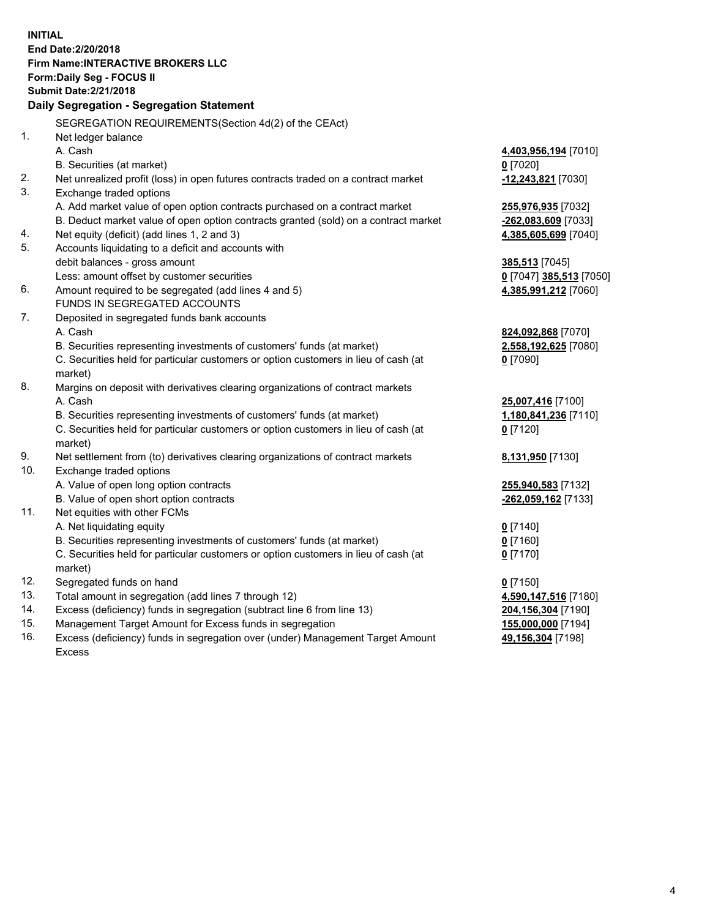**INITIAL**
**End Date:2/20/2018**
**Firm Name:INTERACTIVE BROKERS LLC**
**Form:Daily Seg - FOCUS II**
**Submit Date:2/21/2018**
**Daily Segregation - Segregation Statement**

| | | |
|---|---|---|
| | SEGREGATION REQUIREMENTS(Section 4d(2) of the CEAct) | |
| 1. | Net ledger balance | |
| | A. Cash | **4,403,956,194** [7010] |
| | B. Securities (at market) | **0** [7020] |
| 2. | Net unrealized profit (loss) in open futures contracts traded on a contract market | **-12,243,821** [7030] |
| 3. | Exchange traded options | |
| | A. Add market value of open option contracts purchased on a contract market | **255,976,935** [7032] |
| | B. Deduct market value of open option contracts granted (sold) on a contract market | **-262,083,609** [7033] |
| 4. | Net equity (deficit) (add lines 1, 2 and 3) | **4,385,605,699** [7040] |
| 5. | Accounts liquidating to a deficit and accounts with | |
| | debit balances - gross amount | **385,513** [7045] |
| | Less: amount offset by customer securities | **0** [7047] **385,513** [7050] |
| 6. | Amount required to be segregated (add lines 4 and 5) | **4,385,991,212** [7060] |
| | FUNDS IN SEGREGATED ACCOUNTS | |
| 7. | Deposited in segregated funds bank accounts | |
| | A. Cash | **824,092,868** [7070] |
| | B. Securities representing investments of customers' funds (at market) | **2,558,192,625** [7080] |
| | C. Securities held for particular customers or option customers in lieu of cash (at market) | **0** [7090] |
| 8. | Margins on deposit with derivatives clearing organizations of contract markets | |
| | A. Cash | **25,007,416** [7100] |
| | B. Securities representing investments of customers' funds (at market) | **1,180,841,236** [7110] |
| | C. Securities held for particular customers or option customers in lieu of cash (at market) | **0** [7120] |
| 9. | Net settlement from (to) derivatives clearing organizations of contract markets | **8,131,950** [7130] |
| 10. | Exchange traded options | |
| | A. Value of open long option contracts | **255,940,583** [7132] |
| | B. Value of open short option contracts | **-262,059,162** [7133] |
| 11. | Net equities with other FCMs | |
| | A. Net liquidating equity | **0** [7140] |
| | B. Securities representing investments of customers' funds (at market) | **0** [7160] |
| | C. Securities held for particular customers or option customers in lieu of cash (at market) | **0** [7170] |
| 12. | Segregated funds on hand | **0** [7150] |
| 13. | Total amount in segregation (add lines 7 through 12) | **4,590,147,516** [7180] |
| 14. | Excess (deficiency) funds in segregation (subtract line 6 from line 13) | **204,156,304** [7190] |
| 15. | Management Target Amount for Excess funds in segregation | **155,000,000** [7194] |
| 16. | Excess (deficiency) funds in segregation over (under) Management Target Amount Excess | **49,156,304** [7198] |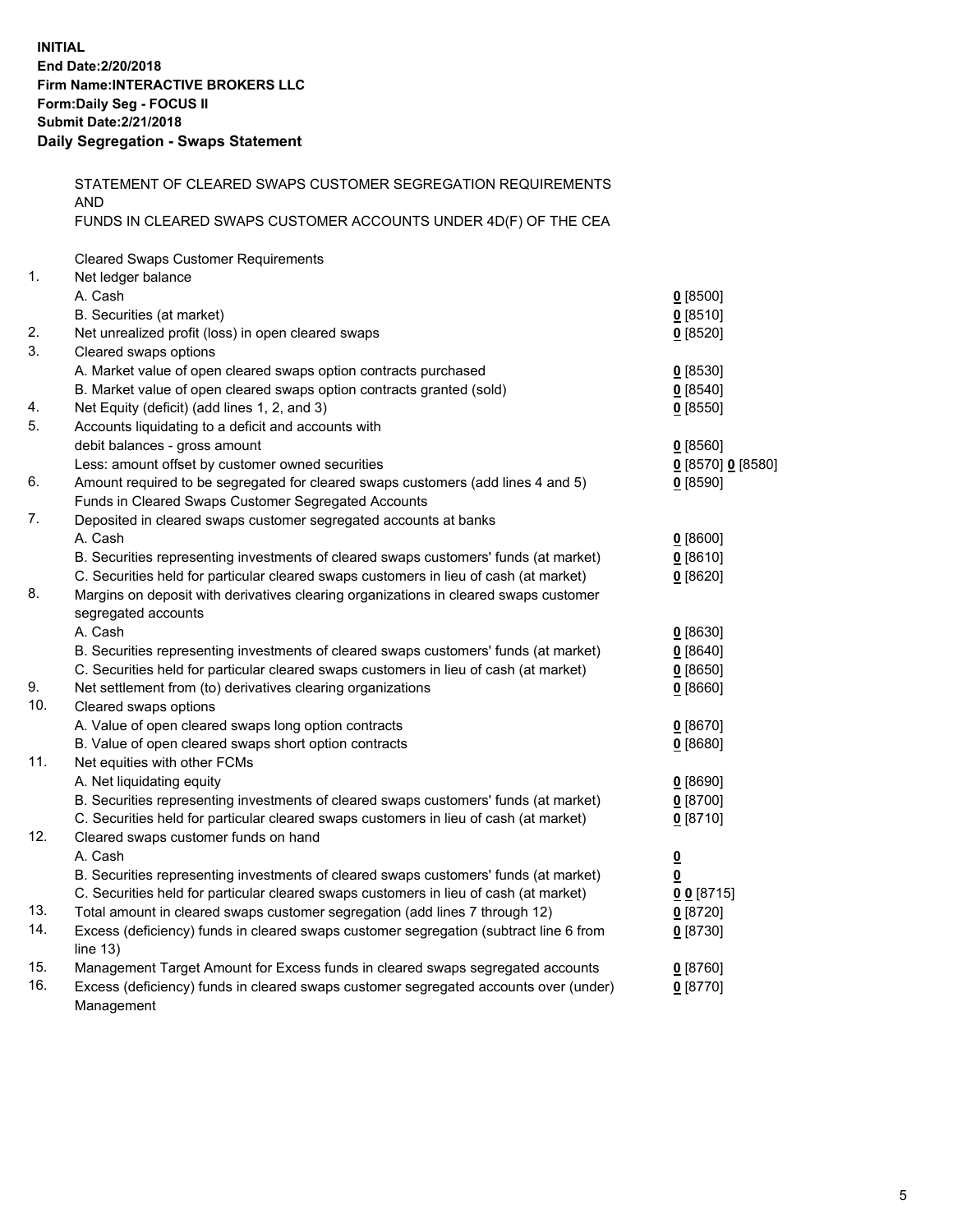**INITIAL**
**End Date:2/20/2018**
**Firm Name:INTERACTIVE BROKERS LLC**
**Form:Daily Seg - FOCUS II**
**Submit Date:2/21/2018**
**Daily Segregation - Swaps Statement**

STATEMENT OF CLEARED SWAPS CUSTOMER SEGREGATION REQUIREMENTS AND
FUNDS IN CLEARED SWAPS CUSTOMER ACCOUNTS UNDER 4D(F) OF THE CEA

| | | |
|---|---|---|
| | Cleared Swaps Customer Requirements | |
| 1. | Net ledger balance | |
| | A. Cash | 0 [8500] |
| | B. Securities (at market) | 0 [8510] |
| 2. | Net unrealized profit (loss) in open cleared swaps | 0 [8520] |
| 3. | Cleared swaps options | |
| | A. Market value of open cleared swaps option contracts purchased | 0 [8530] |
| | B. Market value of open cleared swaps option contracts granted (sold) | 0 [8540] |
| 4. | Net Equity (deficit) (add lines 1, 2, and 3) | 0 [8550] |
| 5. | Accounts liquidating to a deficit and accounts with | |
| | debit balances - gross amount | 0 [8560] |
| | Less: amount offset by customer owned securities | 0 [8570] 0 [8580] |
| 6. | Amount required to be segregated for cleared swaps customers (add lines 4 and 5) | 0 [8590] |
| | Funds in Cleared Swaps Customer Segregated Accounts | |
| 7. | Deposited in cleared swaps customer segregated accounts at banks | |
| | A. Cash | 0 [8600] |
| | B. Securities representing investments of cleared swaps customers' funds (at market) | 0 [8610] |
| | C. Securities held for particular cleared swaps customers in lieu of cash (at market) | 0 [8620] |
| 8. | Margins on deposit with derivatives clearing organizations in cleared swaps customer segregated accounts | |
| | A. Cash | 0 [8630] |
| | B. Securities representing investments of cleared swaps customers' funds (at market) | 0 [8640] |
| | C. Securities held for particular cleared swaps customers in lieu of cash (at market) | 0 [8650] |
| 9. | Net settlement from (to) derivatives clearing organizations | 0 [8660] |
| 10. | Cleared swaps options | |
| | A. Value of open cleared swaps long option contracts | 0 [8670] |
| | B. Value of open cleared swaps short option contracts | 0 [8680] |
| 11. | Net equities with other FCMs | |
| | A. Net liquidating equity | 0 [8690] |
| | B. Securities representing investments of cleared swaps customers' funds (at market) | 0 [8700] |
| | C. Securities held for particular cleared swaps customers in lieu of cash (at market) | 0 [8710] |
| 12. | Cleared swaps customer funds on hand | |
| | A. Cash | 0 |
| | B. Securities representing investments of cleared swaps customers' funds (at market) | 0 |
| | C. Securities held for particular cleared swaps customers in lieu of cash (at market) | 0 0 [8715] |
| 13. | Total amount in cleared swaps customer segregation (add lines 7 through 12) | 0 [8720] |
| 14. | Excess (deficiency) funds in cleared swaps customer segregation (subtract line 6 from line 13) | 0 [8730] |
| 15. | Management Target Amount for Excess funds in cleared swaps segregated accounts | 0 [8760] |
| 16. | Excess (deficiency) funds in cleared swaps customer segregated accounts over (under) Management | 0 [8770] |